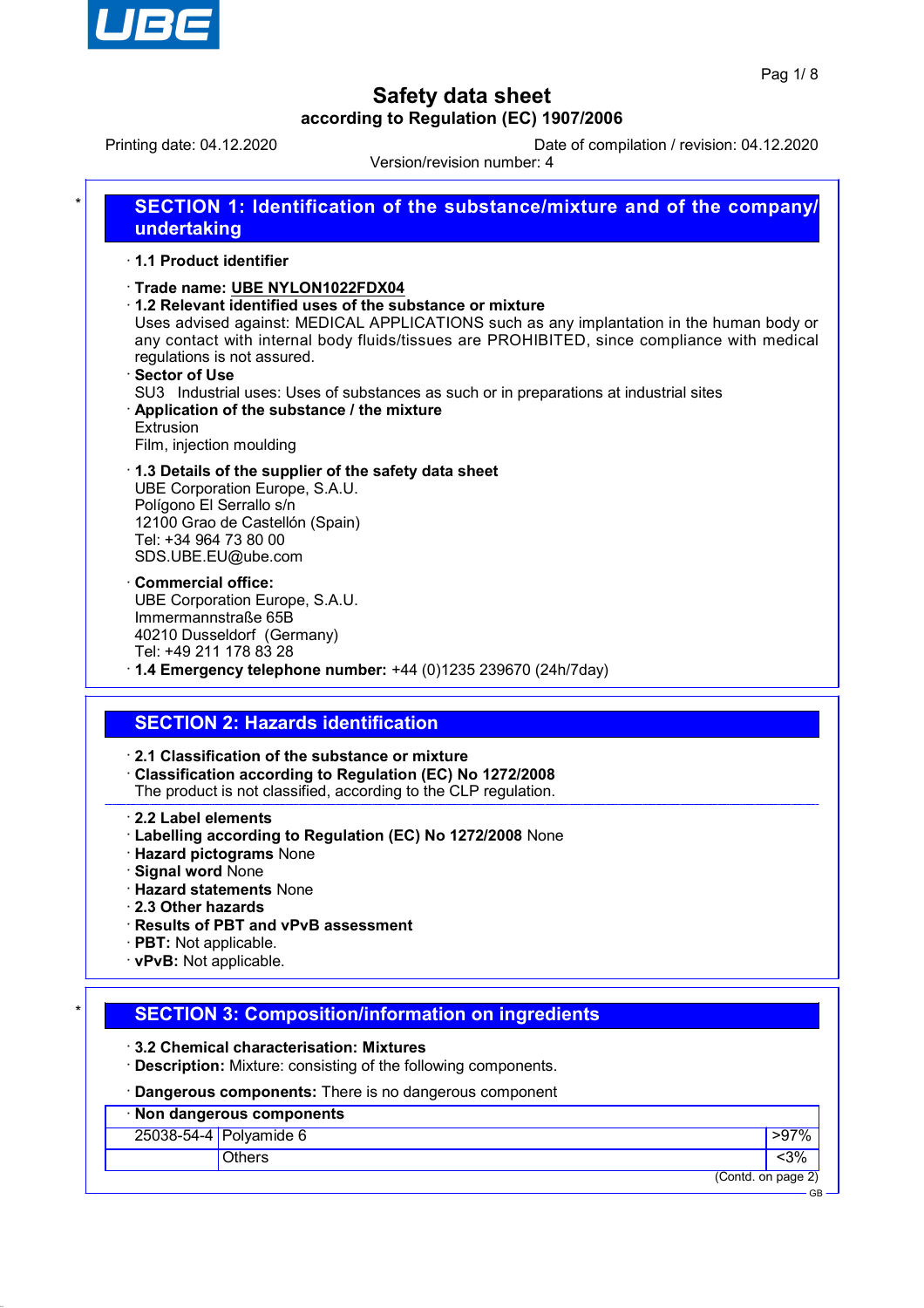# Safety data sheet

### according to Regulation (EC) 1907/2006

Printing date: 04.12.2020 Date of compilation / revision: 04.12.2020

Version/revision number: 4

## SECTION 1: Identification of the substance/mixture and of the company/undertaking

· **1.1 Product identifier**

· **Trade name: UBE NYLON1022FDX04**

· **1.2 Relevant identified uses of the substance or mixture**

Uses advised against: MEDICAL APPLICATIONS such as any implantation in the human body or any contact with internal body fluids/tissues are PROHIBITED, since compliance with medical regulations is not assured.

· **Sector of Use**

SU3 Industrial uses: Uses of substances as such or in preparations at industrial sites

· **Application of the substance / the mixture**

Extrusion

Film, injection moulding

· **1.3 Details of the supplier of the safety data sheet**

UBE Corporation Europe, S.A.U.
Polígono El Serrallo s/n
12100 Grao de Castellón (Spain)
Tel: +34 964 73 80 00
SDS.UBE.EU@ube.com

· **Commercial office:**

UBE Corporation Europe, S.A.U.
Immermannstraße 65B
40210 Dusseldorf (Germany)
Tel: +49 211 178 83 28

· **1.4 Emergency telephone number:** +44 (0)1235 239670 (24h/7day)

## SECTION 2: Hazards identification

· **2.1 Classification of the substance or mixture**

· **Classification according to Regulation (EC) No 1272/2008**

The product is not classified, according to the CLP regulation.

· **2.2 Label elements**

· **Labelling according to Regulation (EC) No 1272/2008** None

· **Hazard pictograms** None

· **Signal word** None

· **Hazard statements** None

· **2.3 Other hazards**

· **Results of PBT and vPvB assessment**

· **PBT:** Not applicable.

· **vPvB:** Not applicable.

## SECTION 3: Composition/information on ingredients

· **3.2 Chemical characterisation: Mixtures**

· **Description:** Mixture: consisting of the following components.

· **Dangerous components:** There is no dangerous component

| · **Non dangerous components** | | |
|---|---|---|
| 25038-54-4 | Polyamide 6 | >97% |
| | Others | <3% |

(Contd. on page 2)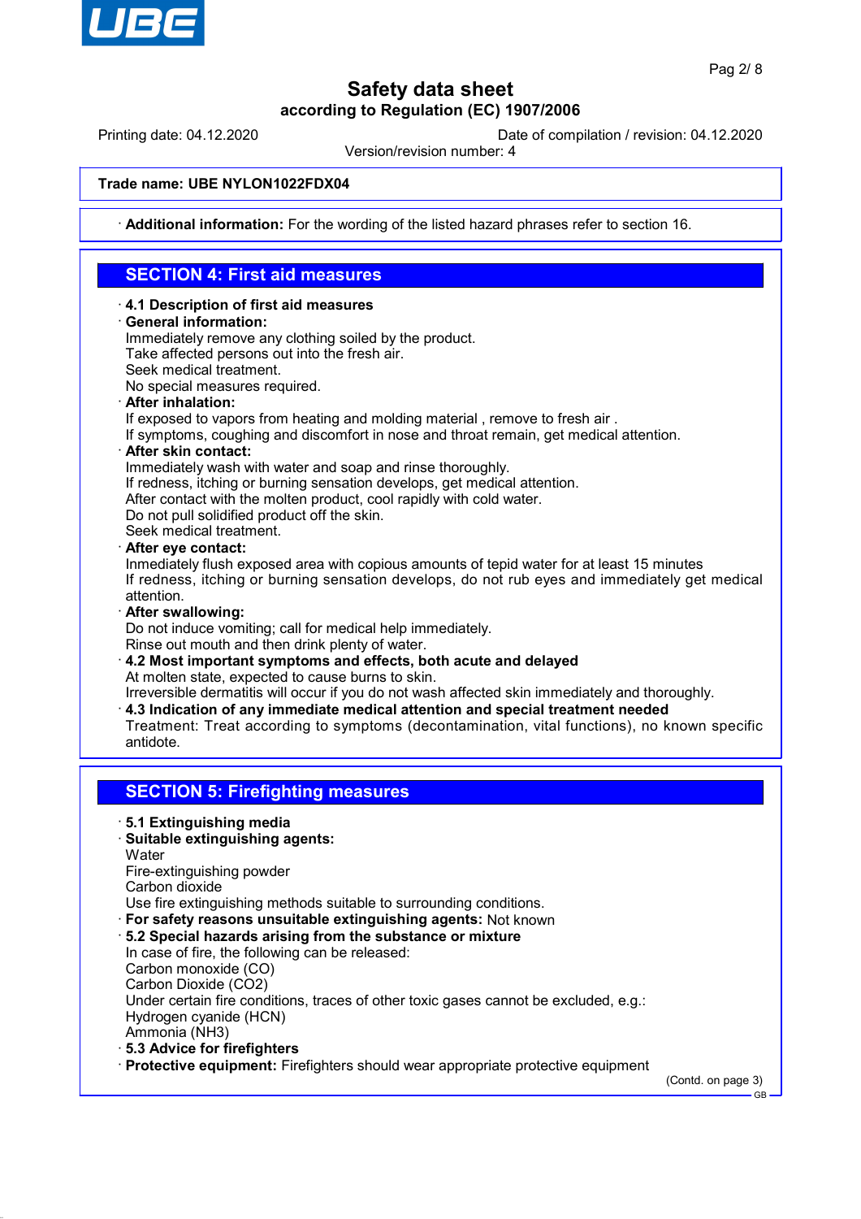**Trade name: UBE NYLON1022FDX04**

· **Additional information:** For the wording of the listed hazard phrases refer to section 16.

## SECTION 4: First aid measures

· **4.1 Description of first aid measures**

· **General information:**
Immediately remove any clothing soiled by the product.
Take affected persons out into the fresh air.
Seek medical treatment.
No special measures required.

· **After inhalation:**
If exposed to vapors from heating and molding material , remove to fresh air .
If symptoms, coughing and discomfort in nose and throat remain, get medical attention.

· **After skin contact:**
Immediately wash with water and soap and rinse thoroughly.
If redness, itching or burning sensation develops, get medical attention.
After contact with the molten product, cool rapidly with cold water.
Do not pull solidified product off the skin.
Seek medical treatment.

· **After eye contact:**
Inmediately flush exposed area with copious amounts of tepid water for at least 15 minutes
If redness, itching or burning sensation develops, do not rub eyes and immediately get medical attention.

· **After swallowing:**
Do not induce vomiting; call for medical help immediately.
Rinse out mouth and then drink plenty of water.

· **4.2 Most important symptoms and effects, both acute and delayed**
At molten state, expected to cause burns to skin.
Irreversible dermatitis will occur if you do not wash affected skin immediately and thoroughly.

· **4.3 Indication of any immediate medical attention and special treatment needed**
Treatment: Treat according to symptoms (decontamination, vital functions), no known specific antidote.

## SECTION 5: Firefighting measures

· **5.1 Extinguishing media**

· **Suitable extinguishing agents:**
Water
Fire-extinguishing powder
Carbon dioxide
Use fire extinguishing methods suitable to surrounding conditions.

· **For safety reasons unsuitable extinguishing agents:** Not known

· **5.2 Special hazards arising from the substance or mixture**
In case of fire, the following can be released:
Carbon monoxide (CO)
Carbon Dioxide ($CO_2$)
Under certain fire conditions, traces of other toxic gases cannot be excluded, e.g.:
Hydrogen cyanide (HCN)
Ammonia ($NH_3$)

· **5.3 Advice for firefighters**

· **Protective equipment:** Firefighters should wear appropriate protective equipment

(Contd. on page 3)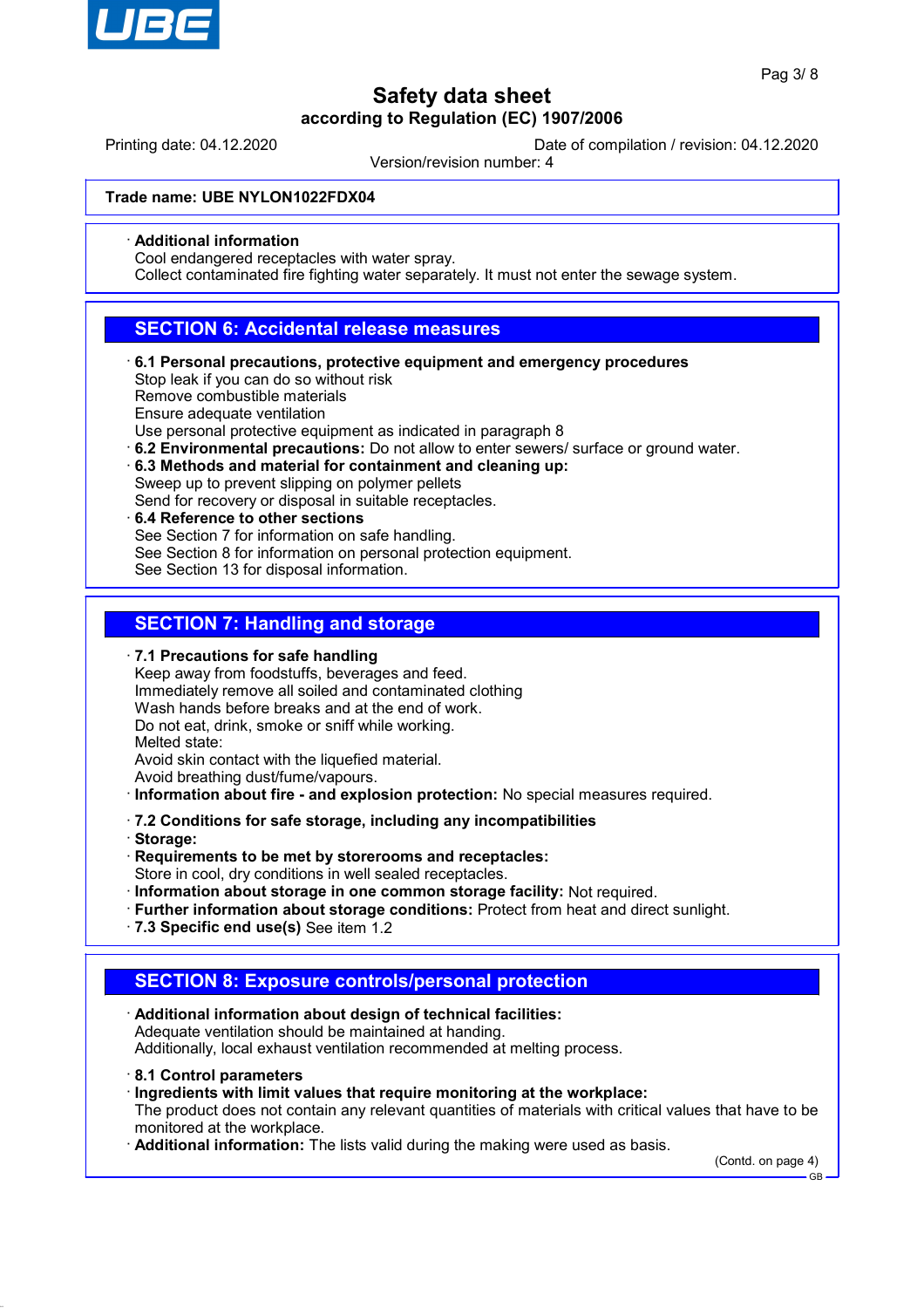**Trade name: UBE NYLON1022FDX04**

· **Additional information**
Cool endangered receptacles with water spray.
Collect contaminated fire fighting water separately. It must not enter the sewage system.

## SECTION 6: Accidental release measures

· **6.1 Personal precautions, protective equipment and emergency procedures**
Stop leak if you can do so without risk
Remove combustible materials
Ensure adequate ventilation
Use personal protective equipment as indicated in paragraph 8
· **6.2 Environmental precautions:** Do not allow to enter sewers/ surface or ground water.
· **6.3 Methods and material for containment and cleaning up:**
Sweep up to prevent slipping on polymer pellets
Send for recovery or disposal in suitable receptacles.
· **6.4 Reference to other sections**
See Section 7 for information on safe handling.
See Section 8 for information on personal protection equipment.
See Section 13 for disposal information.

## SECTION 7: Handling and storage

· **7.1 Precautions for safe handling**
Keep away from foodstuffs, beverages and feed.
Immediately remove all soiled and contaminated clothing
Wash hands before breaks and at the end of work.
Do not eat, drink, smoke or sniff while working.
Melted state:
Avoid skin contact with the liquefied material.
Avoid breathing dust/fume/vapours.
· **Information about fire - and explosion protection:** No special measures required.

· **7.2 Conditions for safe storage, including any incompatibilities**
· **Storage:**
· **Requirements to be met by storerooms and receptacles:**
Store in cool, dry conditions in well sealed receptacles.
· **Information about storage in one common storage facility:** Not required.
· **Further information about storage conditions:** Protect from heat and direct sunlight.
· **7.3 Specific end use(s)** See item 1.2

## SECTION 8: Exposure controls/personal protection

· **Additional information about design of technical facilities:**
Adequate ventilation should be maintained at handing.
Additionally, local exhaust ventilation recommended at melting process.

· **8.1 Control parameters**
· **Ingredients with limit values that require monitoring at the workplace:**
The product does not contain any relevant quantities of materials with critical values that have to be monitored at the workplace.
· **Additional information:** The lists valid during the making were used as basis.

(Contd. on page 4)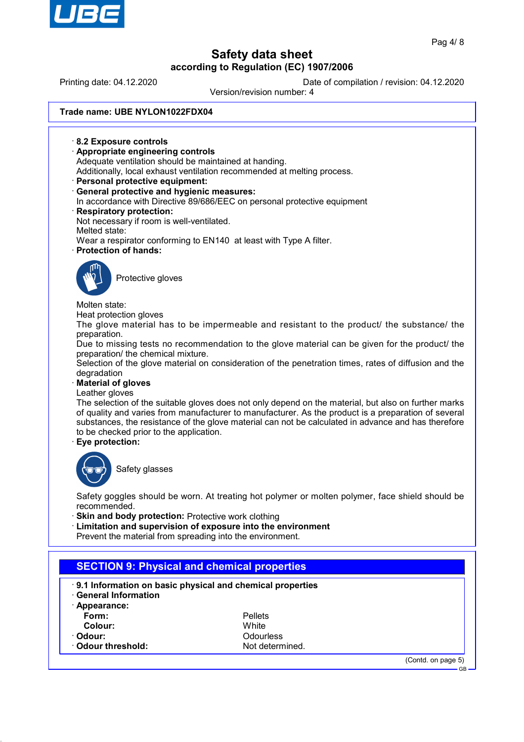Trade name: **UBE NYLON1022FDX04**

· **8.2 Exposure controls**

· **Appropriate engineering controls**
Adequate ventilation should be maintained at handing.
Additionally, local exhaust ventilation recommended at melting process.

· **Personal protective equipment:**

· **General protective and hygienic measures:**
In accordance with Directive 89/686/EEC on personal protective equipment

· **Respiratory protection:**
Not necessary if room is well-ventilated.
Melted state:
Wear a respirator conforming to EN140 at least with Type A filter.

· **Protection of hands:**

Protective gloves

Molten state:
Heat protection gloves
The glove material has to be impermeable and resistant to the product/ the substance/ the preparation.
Due to missing tests no recommendation to the glove material can be given for the product/ the preparation/ the chemical mixture.
Selection of the glove material on consideration of the penetration times, rates of diffusion and the degradation

· **Material of gloves**
Leather gloves
The selection of the suitable gloves does not only depend on the material, but also on further marks of quality and varies from manufacturer to manufacturer. As the product is a preparation of several substances, the resistance of the glove material can not be calculated in advance and has therefore to be checked prior to the application.

· **Eye protection:**

Safety glasses

Safety goggles should be worn. At treating hot polymer or molten polymer, face shield should be recommended.

· **Skin and body protection:** Protective work clothing

· **Limitation and supervision of exposure into the environment**
Prevent the material from spreading into the environment.

## SECTION 9: Physical and chemical properties

· **9.1 Information on basic physical and chemical properties**

· **General Information**

· **Appearance:**

| | |
|---|---|
| **Form:** | Pellets |
| **Colour:** | White |
| · **Odour:** | Odourless |
| · **Odour threshold:** | Not determined. |

(Contd. on page 5)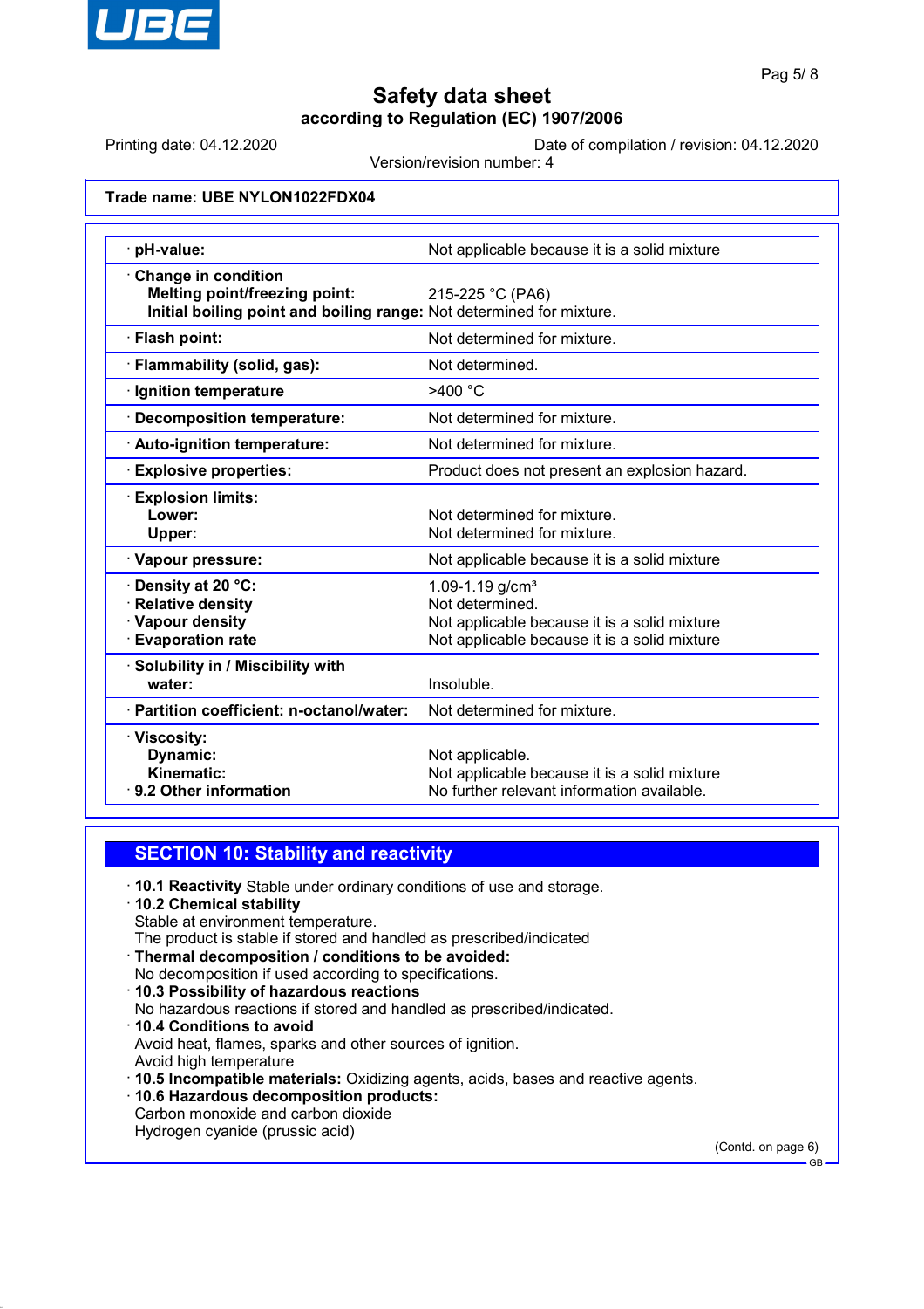# Safety data sheet
**according to Regulation (EC) 1907/2006**

Printing date: 04.12.2020 | Date of compilation / revision: 04.12.2020
Version/revision number: 4

**Trade name: UBE NYLON1022FDX04**

| | |
|---|---|
| · **pH-value:** | Not applicable because it is a solid mixture |
| · **Change in condition**<br>**Melting point/freezing point:**<br>**Initial boiling point and boiling range:** | <br>215-225 °C (PA6)<br>Not determined for mixture. |
| · **Flash point:** | Not determined for mixture. |
| · **Flammability (solid, gas):** | Not determined. |
| · **Ignition temperature** | >400 °C |
| · **Decomposition temperature:** | Not determined for mixture. |
| · **Auto-ignition temperature:** | Not determined for mixture. |
| · **Explosive properties:** | Product does not present an explosion hazard. |
| · **Explosion limits:**<br>**Lower:**<br>**Upper:** | <br>Not determined for mixture.<br>Not determined for mixture. |
| · **Vapour pressure:** | Not applicable because it is a solid mixture |
| · **Density at 20 °C:**<br>· **Relative density**<br>· **Vapour density**<br>· **Evaporation rate** | 1.09-1.19 g/cm³<br>Not determined.<br>Not applicable because it is a solid mixture<br>Not applicable because it is a solid mixture |
| · **Solubility in / Miscibility with water:** | Insoluble. |
| · **Partition coefficient: n-octanol/water:** | Not determined for mixture. |
| · **Viscosity:**<br>**Dynamic:**<br>**Kinematic:**<br>· **9.2 Other information** | <br>Not applicable.<br>Not applicable because it is a solid mixture<br>No further relevant information available. |

## SECTION 10: Stability and reactivity

· **10.1 Reactivity** Stable under ordinary conditions of use and storage.
· **10.2 Chemical stability**
Stable at environment temperature.
The product is stable if stored and handled as prescribed/indicated
· **Thermal decomposition / conditions to be avoided:**
No decomposition if used according to specifications.
· **10.3 Possibility of hazardous reactions**
No hazardous reactions if stored and handled as prescribed/indicated.
· **10.4 Conditions to avoid**
Avoid heat, flames, sparks and other sources of ignition.
Avoid high temperature
· **10.5 Incompatible materials:** Oxidizing agents, acids, bases and reactive agents.
· **10.6 Hazardous decomposition products:**
Carbon monoxide and carbon dioxide
Hydrogen cyanide (prussic acid)

(Contd. on page 6)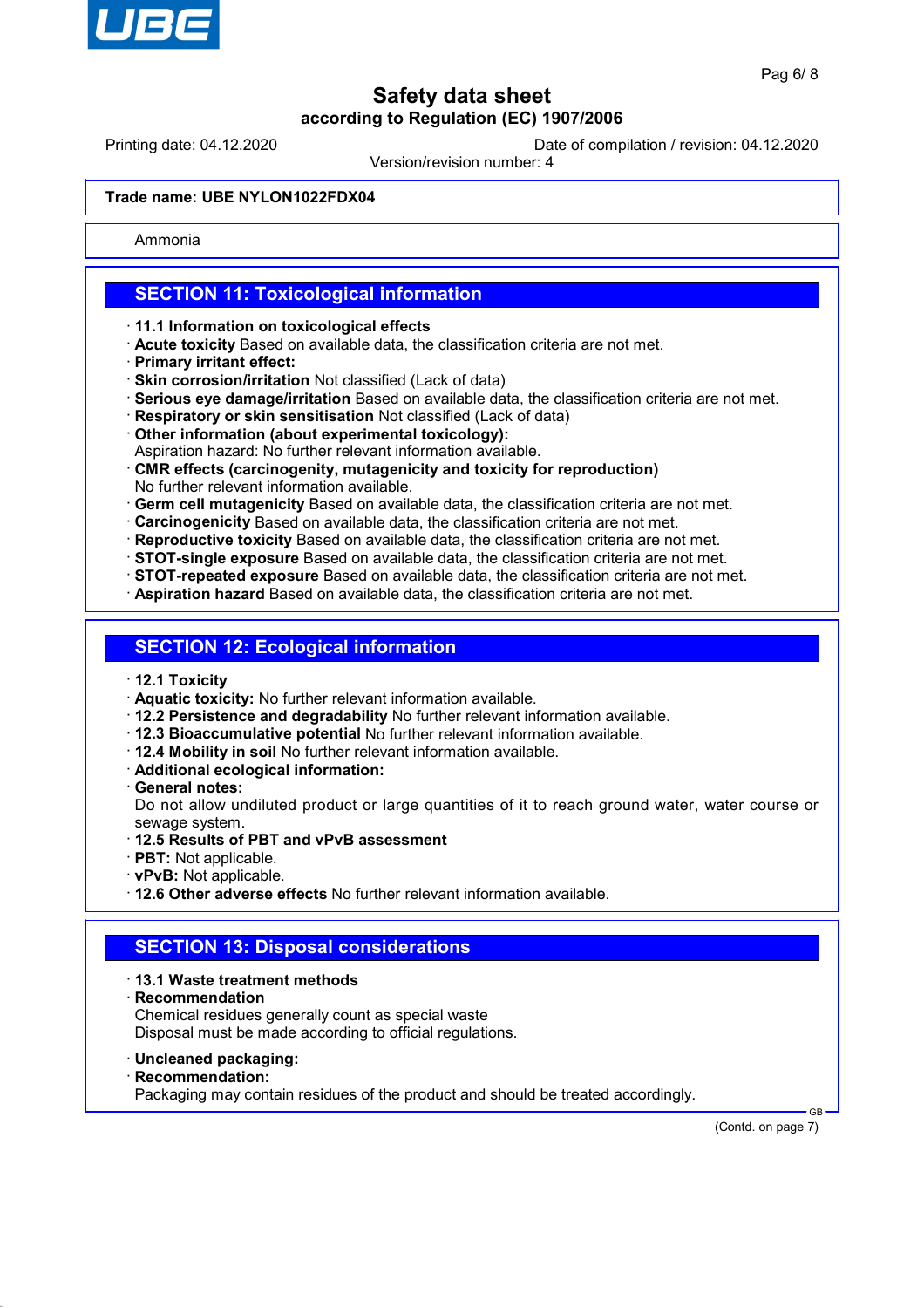Trade name: UBE NYLON1022FDX04

Ammonia

## SECTION 11: Toxicological information

- **11.1 Information on toxicological effects**
- **Acute toxicity** Based on available data, the classification criteria are not met.
- **Primary irritant effect:**
- **Skin corrosion/irritation** Not classified (Lack of data)
- **Serious eye damage/irritation** Based on available data, the classification criteria are not met.
- **Respiratory or skin sensitisation** Not classified (Lack of data)
- **Other information (about experimental toxicology):**
  Aspiration hazard: No further relevant information available.
- **CMR effects (carcinogenity, mutagenicity and toxicity for reproduction)**
  No further relevant information available.
- **Germ cell mutagenicity** Based on available data, the classification criteria are not met.
- **Carcinogenicity** Based on available data, the classification criteria are not met.
- **Reproductive toxicity** Based on available data, the classification criteria are not met.
- **STOT-single exposure** Based on available data, the classification criteria are not met.
- **STOT-repeated exposure** Based on available data, the classification criteria are not met.
- **Aspiration hazard** Based on available data, the classification criteria are not met.

## SECTION 12: Ecological information

- **12.1 Toxicity**
- **Aquatic toxicity:** No further relevant information available.
- **12.2 Persistence and degradability** No further relevant information available.
- **12.3 Bioaccumulative potential** No further relevant information available.
- **12.4 Mobility in soil** No further relevant information available.
- **Additional ecological information:**
- **General notes:**
  Do not allow undiluted product or large quantities of it to reach ground water, water course or sewage system.
- **12.5 Results of PBT and vPvB assessment**
- **PBT:** Not applicable.
- **vPvB:** Not applicable.
- **12.6 Other adverse effects** No further relevant information available.

## SECTION 13: Disposal considerations

- **13.1 Waste treatment methods**
- **Recommendation**
  Chemical residues generally count as special waste
  Disposal must be made according to official regulations.

- **Uncleaned packaging:**
- **Recommendation:**
  Packaging may contain residues of the product and should be treated accordingly.

(Contd. on page 7)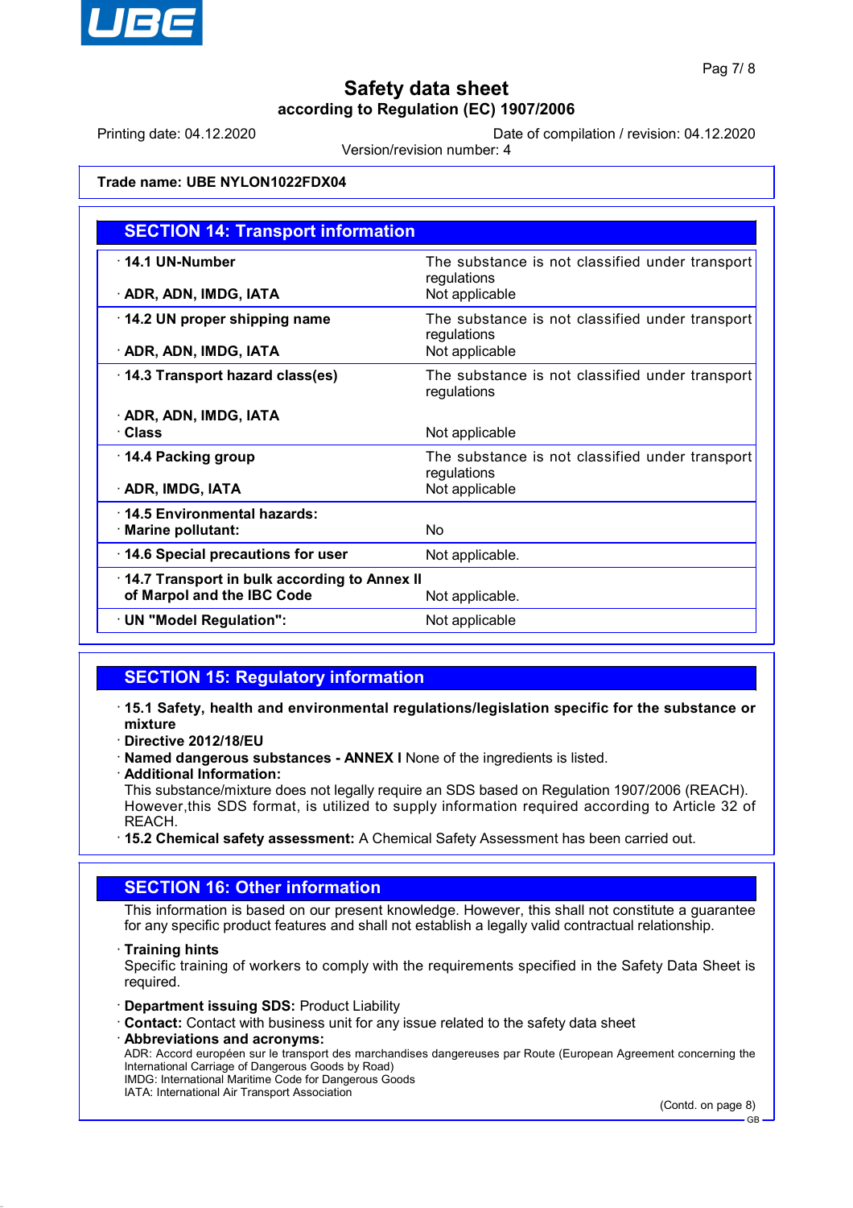Trade name: **UBE NYLON1022FDX04**

## SECTION 14: Transport information

| | |
|---|---|
| · **14.1 UN-Number** | The substance is not classified under transport regulations |
| · **ADR, ADN, IMDG, IATA** | Not applicable |
| · **14.2 UN proper shipping name** | The substance is not classified under transport regulations |
| · **ADR, ADN, IMDG, IATA** | Not applicable |
| · **14.3 Transport hazard class(es)** | The substance is not classified under transport regulations |
| · **ADR, ADN, IMDG, IATA** · **Class** | Not applicable |
| · **14.4 Packing group** | The substance is not classified under transport regulations |
| · **ADR, IMDG, IATA** | Not applicable |
| · **14.5 Environmental hazards:** · **Marine pollutant:** | No |
| · **14.6 Special precautions for user** | Not applicable. |
| · **14.7 Transport in bulk according to Annex II of Marpol and the IBC Code** | Not applicable. |
| · **UN "Model Regulation":** | Not applicable |

## SECTION 15: Regulatory information

· **15.1 Safety, health and environmental regulations/legislation specific for the substance or mixture**
· **Directive 2012/18/EU**
· **Named dangerous substances - ANNEX I** None of the ingredients is listed.
· **Additional Information:**
This substance/mixture does not legally require an SDS based on Regulation 1907/2006 (REACH). However,this SDS format, is utilized to supply information required according to Article 32 of REACH.
· **15.2 Chemical safety assessment:** A Chemical Safety Assessment has been carried out.

## SECTION 16: Other information

This information is based on our present knowledge. However, this shall not constitute a guarantee for any specific product features and shall not establish a legally valid contractual relationship.

· **Training hints**
Specific training of workers to comply with the requirements specified in the Safety Data Sheet is required.

· **Department issuing SDS:** Product Liability
· **Contact:** Contact with business unit for any issue related to the safety data sheet
· **Abbreviations and acronyms:**
ADR: Accord européen sur le transport des marchandises dangereuses par Route (European Agreement concerning the International Carriage of Dangerous Goods by Road)
IMDG: International Maritime Code for Dangerous Goods
IATA: International Air Transport Association

(Contd. on page 8)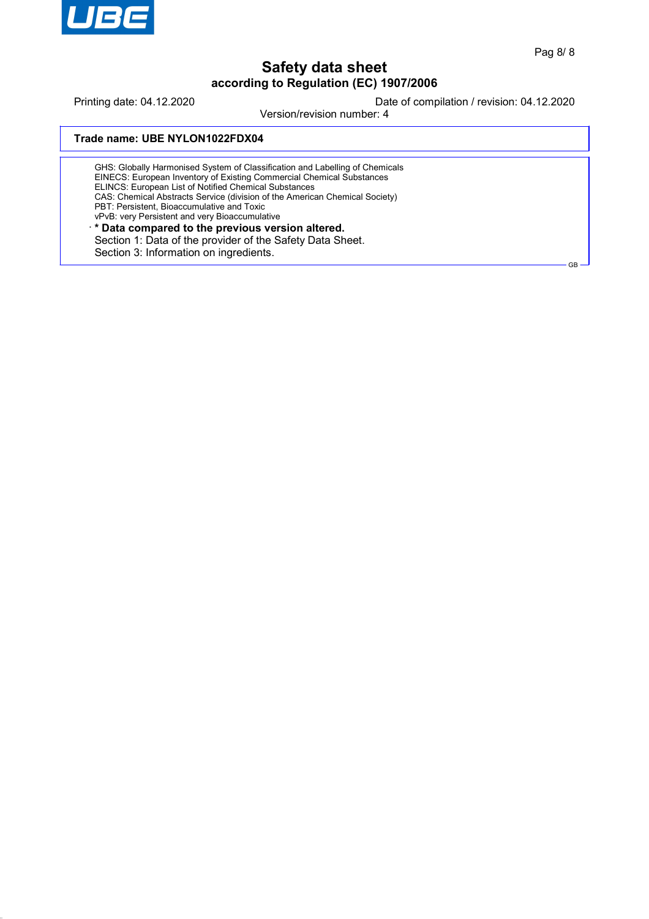GHS: Globally Harmonised System of Classification and Labelling of Chemicals
EINECS: European Inventory of Existing Commercial Chemical Substances
ELINCS: European List of Notified Chemical Substances
CAS: Chemical Abstracts Service (division of the American Chemical Society)
PBT: Persistent, Bioaccumulative and Toxic
vPvB: very Persistent and very Bioaccumulative

· **\* Data compared to the previous version altered.**

Section 1: Data of the provider of the Safety Data Sheet.
Section 3: Information on ingredients.